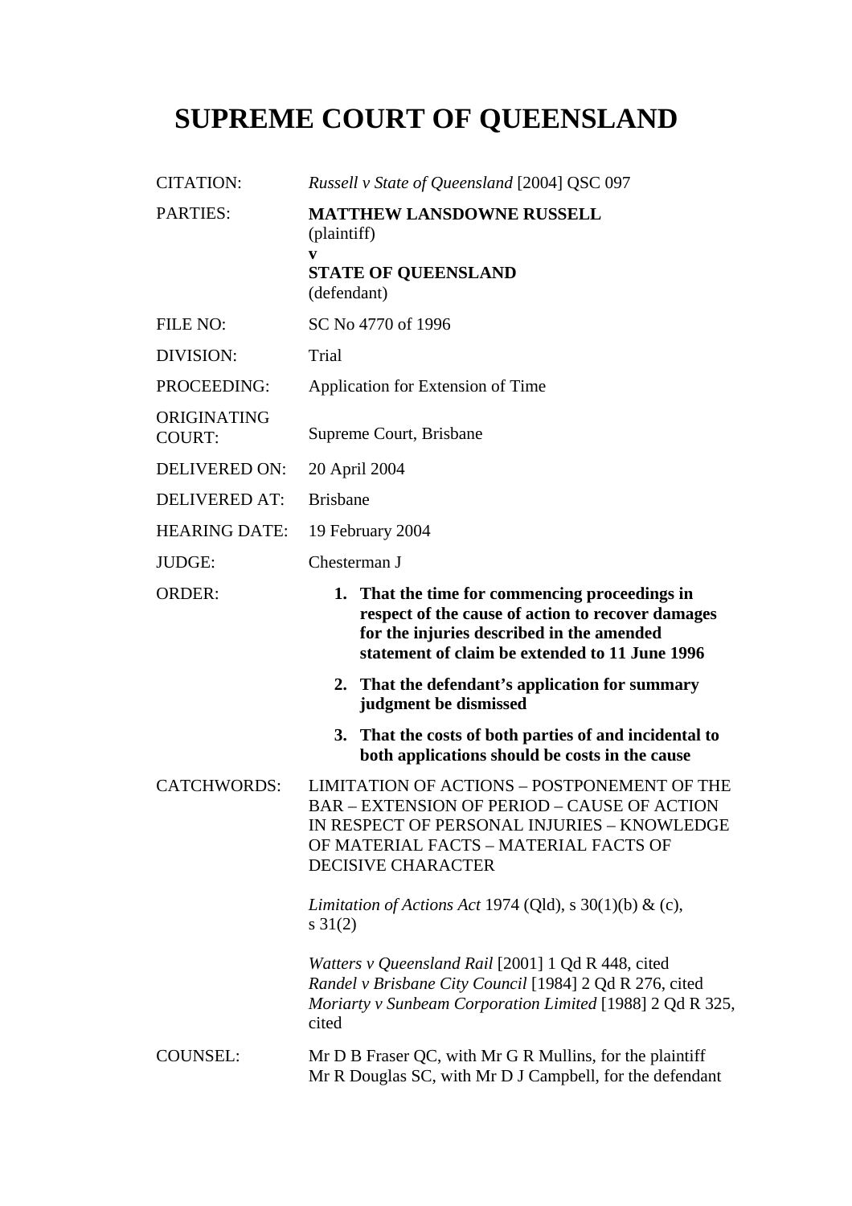# SUPREME COURT OF QUEENSLAND

| | |
|---|---|
| CITATION: | *Russell v State of Queensland* [2004] QSC 097 |
| PARTIES: | **MATTHEW LANSDOWNE RUSSELL** (plaintiff) **v** **STATE OF QUEENSLAND** (defendant) |
| FILE NO: | SC No 4770 of 1996 |
| DIVISION: | Trial |
| PROCEEDING: | Application for Extension of Time |
| ORIGINATING COURT: | Supreme Court, Brisbane |
| DELIVERED ON: | 20 April 2004 |
| DELIVERED AT: | Brisbane |
| HEARING DATE: | 19 February 2004 |
| JUDGE: | Chesterman J |
| ORDER: | **1. That the time for commencing proceedings in respect of the cause of action to recover damages for the injuries described in the amended statement of claim be extended to 11 June 1996** **2. That the defendant's application for summary judgment be dismissed** **3. That the costs of both parties of and incidental to both applications should be costs in the cause** |
| CATCHWORDS: | LIMITATION OF ACTIONS – POSTPONEMENT OF THE BAR – EXTENSION OF PERIOD – CAUSE OF ACTION IN RESPECT OF PERSONAL INJURIES – KNOWLEDGE OF MATERIAL FACTS – MATERIAL FACTS OF DECISIVE CHARACTER *Limitation of Actions Act* 1974 (Qld), s 30(1)(b) & (c), s 31(2) *Watters v Queensland Rail* [2001] 1 Qd R 448, cited *Randel v Brisbane City Council* [1984] 2 Qd R 276, cited *Moriarty v Sunbeam Corporation Limited* [1988] 2 Qd R 325, cited |
| COUNSEL: | Mr D B Fraser QC, with Mr G R Mullins, for the plaintiff Mr R Douglas SC, with Mr D J Campbell, for the defendant |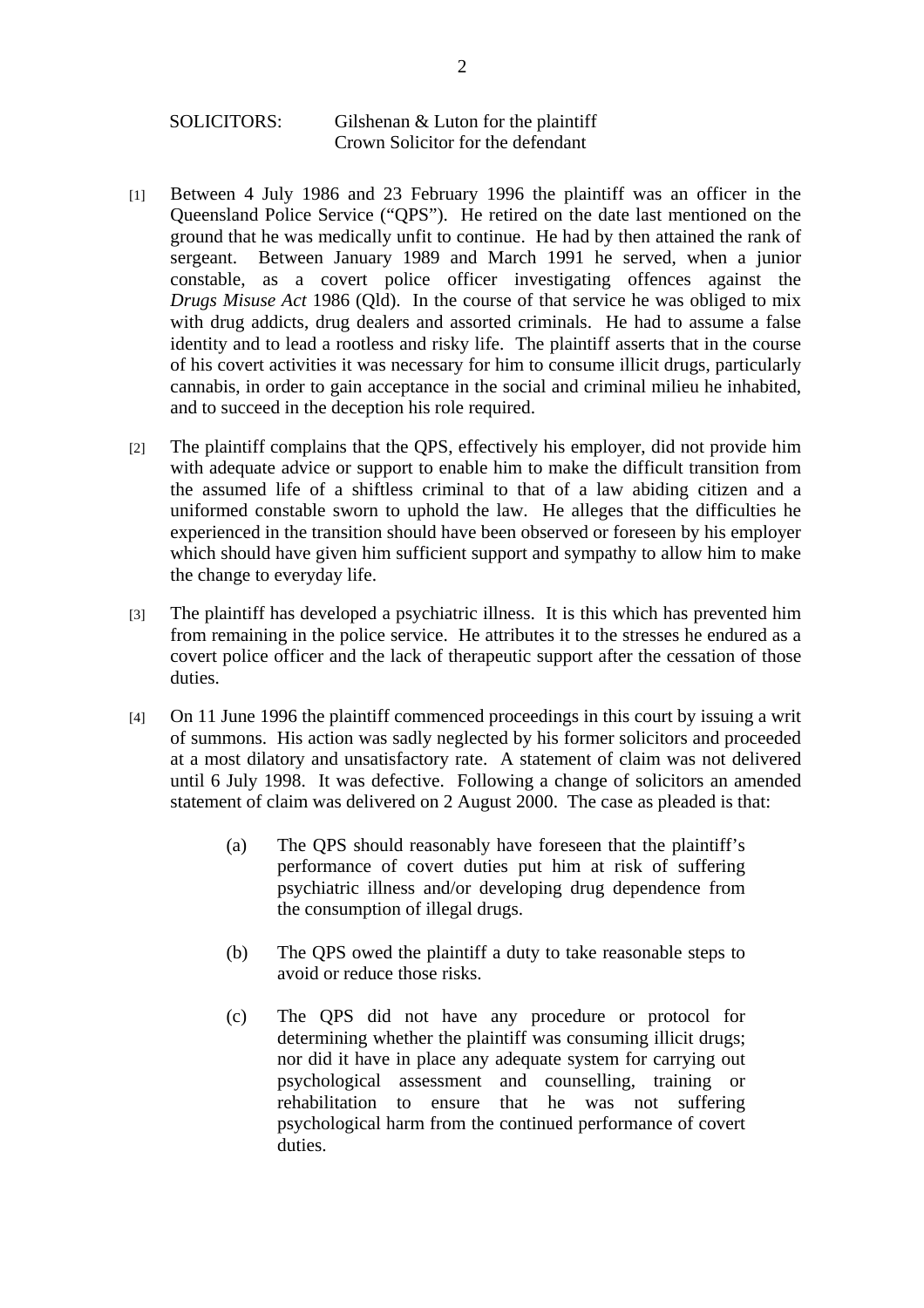SOLICITORS: Gilshenan & Luton for the plaintiff
Crown Solicitor for the defendant

[1] Between 4 July 1986 and 23 February 1996 the plaintiff was an officer in the Queensland Police Service ("QPS"). He retired on the date last mentioned on the ground that he was medically unfit to continue. He had by then attained the rank of sergeant. Between January 1989 and March 1991 he served, when a junior constable, as a covert police officer investigating offences against the *Drugs Misuse Act* 1986 (Qld). In the course of that service he was obliged to mix with drug addicts, drug dealers and assorted criminals. He had to assume a false identity and to lead a rootless and risky life. The plaintiff asserts that in the course of his covert activities it was necessary for him to consume illicit drugs, particularly cannabis, in order to gain acceptance in the social and criminal milieu he inhabited, and to succeed in the deception his role required.

[2] The plaintiff complains that the QPS, effectively his employer, did not provide him with adequate advice or support to enable him to make the difficult transition from the assumed life of a shiftless criminal to that of a law abiding citizen and a uniformed constable sworn to uphold the law. He alleges that the difficulties he experienced in the transition should have been observed or foreseen by his employer which should have given him sufficient support and sympathy to allow him to make the change to everyday life.

[3] The plaintiff has developed a psychiatric illness. It is this which has prevented him from remaining in the police service. He attributes it to the stresses he endured as a covert police officer and the lack of therapeutic support after the cessation of those duties.

[4] On 11 June 1996 the plaintiff commenced proceedings in this court by issuing a writ of summons. His action was sadly neglected by his former solicitors and proceeded at a most dilatory and unsatisfactory rate. A statement of claim was not delivered until 6 July 1998. It was defective. Following a change of solicitors an amended statement of claim was delivered on 2 August 2000. The case as pleaded is that:

> (a) The QPS should reasonably have foreseen that the plaintiff's performance of covert duties put him at risk of suffering psychiatric illness and/or developing drug dependence from the consumption of illegal drugs.
>
> (b) The QPS owed the plaintiff a duty to take reasonable steps to avoid or reduce those risks.
>
> (c) The QPS did not have any procedure or protocol for determining whether the plaintiff was consuming illicit drugs; nor did it have in place any adequate system for carrying out psychological assessment and counselling, training or rehabilitation to ensure that he was not suffering psychological harm from the continued performance of covert duties.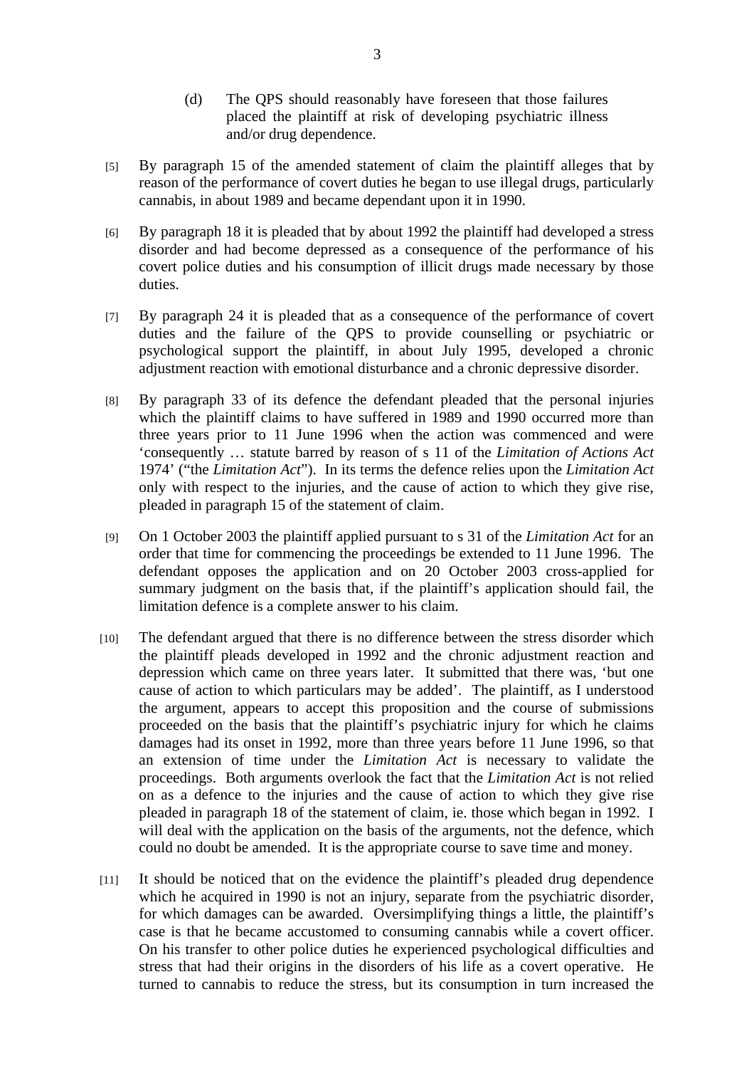(d) The QPS should reasonably have foreseen that those failures placed the plaintiff at risk of developing psychiatric illness and/or drug dependence.

[5] By paragraph 15 of the amended statement of claim the plaintiff alleges that by reason of the performance of covert duties he began to use illegal drugs, particularly cannabis, in about 1989 and became dependant upon it in 1990.

[6] By paragraph 18 it is pleaded that by about 1992 the plaintiff had developed a stress disorder and had become depressed as a consequence of the performance of his covert police duties and his consumption of illicit drugs made necessary by those duties.

[7] By paragraph 24 it is pleaded that as a consequence of the performance of covert duties and the failure of the QPS to provide counselling or psychiatric or psychological support the plaintiff, in about July 1995, developed a chronic adjustment reaction with emotional disturbance and a chronic depressive disorder.

[8] By paragraph 33 of its defence the defendant pleaded that the personal injuries which the plaintiff claims to have suffered in 1989 and 1990 occurred more than three years prior to 11 June 1996 when the action was commenced and were 'consequently … statute barred by reason of s 11 of the *Limitation of Actions Act* 1974' ("the *Limitation Act*"). In its terms the defence relies upon the *Limitation Act* only with respect to the injuries, and the cause of action to which they give rise, pleaded in paragraph 15 of the statement of claim.

[9] On 1 October 2003 the plaintiff applied pursuant to s 31 of the *Limitation Act* for an order that time for commencing the proceedings be extended to 11 June 1996. The defendant opposes the application and on 20 October 2003 cross-applied for summary judgment on the basis that, if the plaintiff's application should fail, the limitation defence is a complete answer to his claim.

[10] The defendant argued that there is no difference between the stress disorder which the plaintiff pleads developed in 1992 and the chronic adjustment reaction and depression which came on three years later. It submitted that there was, 'but one cause of action to which particulars may be added'. The plaintiff, as I understood the argument, appears to accept this proposition and the course of submissions proceeded on the basis that the plaintiff's psychiatric injury for which he claims damages had its onset in 1992, more than three years before 11 June 1996, so that an extension of time under the *Limitation Act* is necessary to validate the proceedings. Both arguments overlook the fact that the *Limitation Act* is not relied on as a defence to the injuries and the cause of action to which they give rise pleaded in paragraph 18 of the statement of claim, ie. those which began in 1992. I will deal with the application on the basis of the arguments, not the defence, which could no doubt be amended. It is the appropriate course to save time and money.

[11] It should be noticed that on the evidence the plaintiff's pleaded drug dependence which he acquired in 1990 is not an injury, separate from the psychiatric disorder, for which damages can be awarded. Oversimplifying things a little, the plaintiff's case is that he became accustomed to consuming cannabis while a covert officer. On his transfer to other police duties he experienced psychological difficulties and stress that had their origins in the disorders of his life as a covert operative. He turned to cannabis to reduce the stress, but its consumption in turn increased the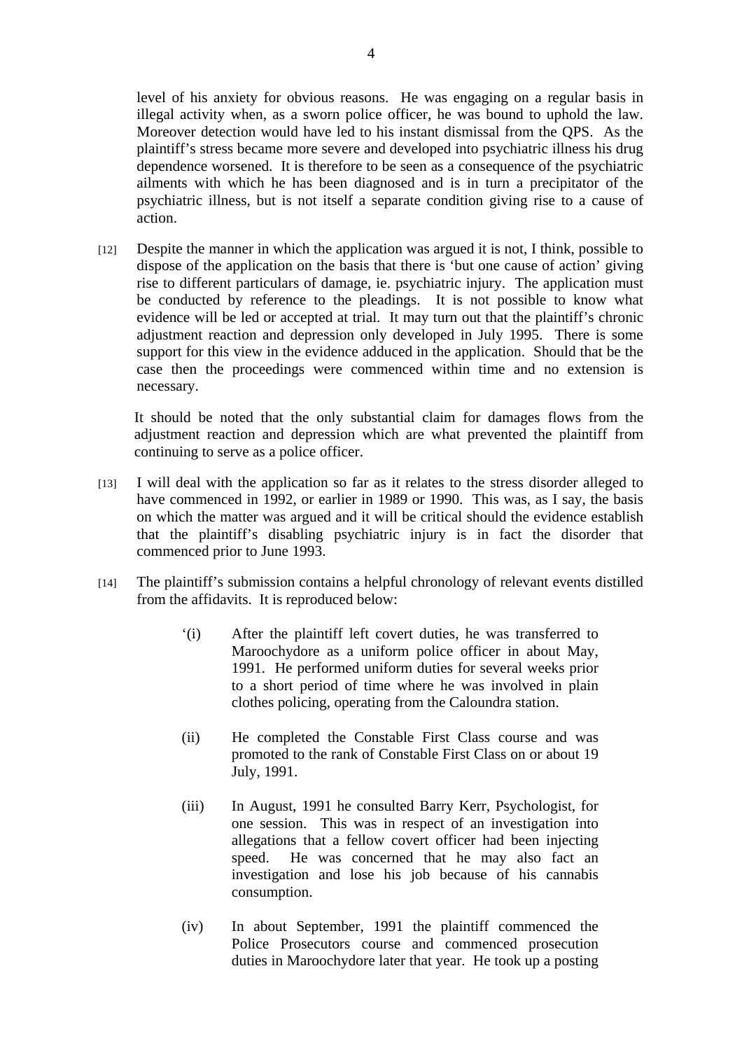level of his anxiety for obvious reasons. He was engaging on a regular basis in illegal activity when, as a sworn police officer, he was bound to uphold the law. Moreover detection would have led to his instant dismissal from the QPS. As the plaintiff's stress became more severe and developed into psychiatric illness his drug dependence worsened. It is therefore to be seen as a consequence of the psychiatric ailments with which he has been diagnosed and is in turn a precipitator of the psychiatric illness, but is not itself a separate condition giving rise to a cause of action.

[12] Despite the manner in which the application was argued it is not, I think, possible to dispose of the application on the basis that there is 'but one cause of action' giving rise to different particulars of damage, ie. psychiatric injury. The application must be conducted by reference to the pleadings. It is not possible to know what evidence will be led or accepted at trial. It may turn out that the plaintiff's chronic adjustment reaction and depression only developed in July 1995. There is some support for this view in the evidence adduced in the application. Should that be the case then the proceedings were commenced within time and no extension is necessary.

It should be noted that the only substantial claim for damages flows from the adjustment reaction and depression which are what prevented the plaintiff from continuing to serve as a police officer.

[13] I will deal with the application so far as it relates to the stress disorder alleged to have commenced in 1992, or earlier in 1989 or 1990. This was, as I say, the basis on which the matter was argued and it will be critical should the evidence establish that the plaintiff's disabling psychiatric injury is in fact the disorder that commenced prior to June 1993.

[14] The plaintiff's submission contains a helpful chronology of relevant events distilled from the affidavits. It is reproduced below:

> '(i) After the plaintiff left covert duties, he was transferred to Maroochydore as a uniform police officer in about May, 1991. He performed uniform duties for several weeks prior to a short period of time where he was involved in plain clothes policing, operating from the Caloundra station.
>
> (ii) He completed the Constable First Class course and was promoted to the rank of Constable First Class on or about 19 July, 1991.
>
> (iii) In August, 1991 he consulted Barry Kerr, Psychologist, for one session. This was in respect of an investigation into allegations that a fellow covert officer had been injecting speed. He was concerned that he may also fact an investigation and lose his job because of his cannabis consumption.
>
> (iv) In about September, 1991 the plaintiff commenced the Police Prosecutors course and commenced prosecution duties in Maroochydore later that year. He took up a posting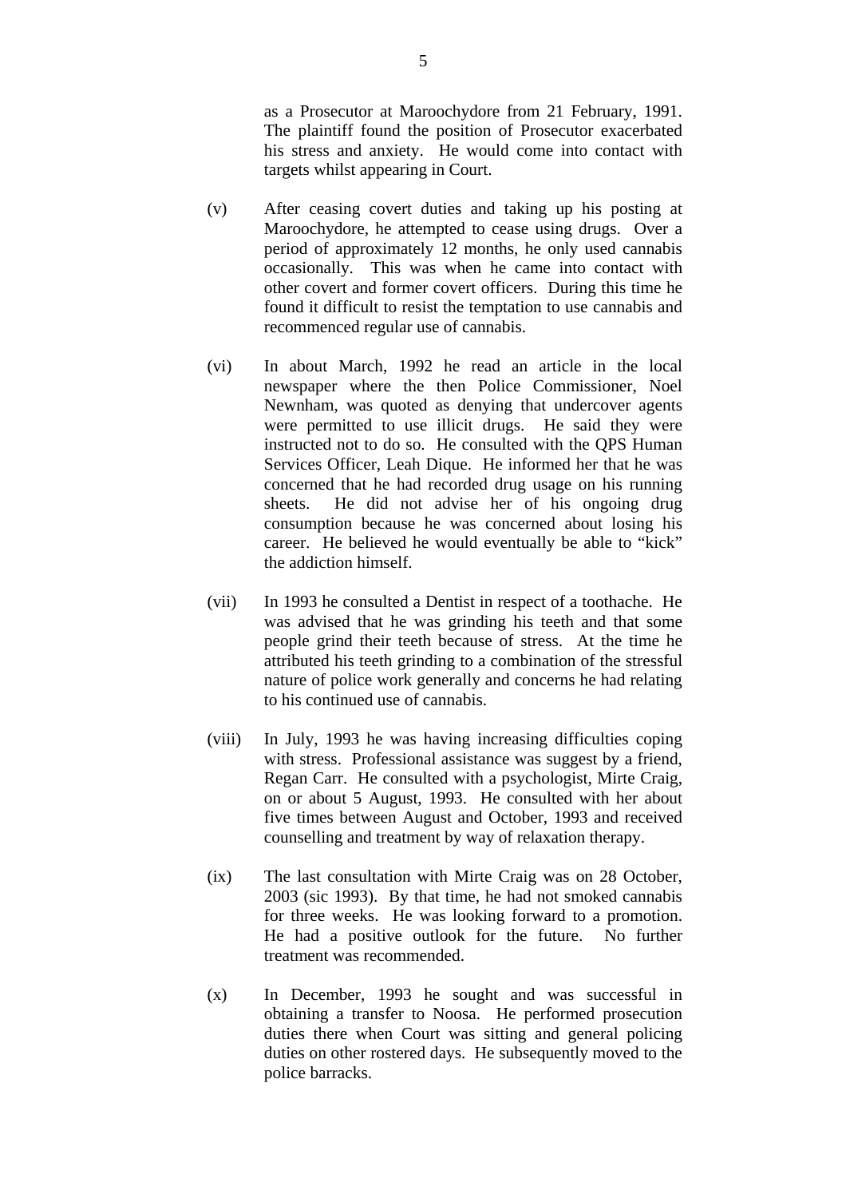as a Prosecutor at Maroochydore from 21 February, 1991. The plaintiff found the position of Prosecutor exacerbated his stress and anxiety. He would come into contact with targets whilst appearing in Court.

(v) After ceasing covert duties and taking up his posting at Maroochydore, he attempted to cease using drugs. Over a period of approximately 12 months, he only used cannabis occasionally. This was when he came into contact with other covert and former covert officers. During this time he found it difficult to resist the temptation to use cannabis and recommenced regular use of cannabis.

(vi) In about March, 1992 he read an article in the local newspaper where the then Police Commissioner, Noel Newnham, was quoted as denying that undercover agents were permitted to use illicit drugs. He said they were instructed not to do so. He consulted with the QPS Human Services Officer, Leah Dique. He informed her that he was concerned that he had recorded drug usage on his running sheets. He did not advise her of his ongoing drug consumption because he was concerned about losing his career. He believed he would eventually be able to "kick" the addiction himself.

(vii) In 1993 he consulted a Dentist in respect of a toothache. He was advised that he was grinding his teeth and that some people grind their teeth because of stress. At the time he attributed his teeth grinding to a combination of the stressful nature of police work generally and concerns he had relating to his continued use of cannabis.

(viii) In July, 1993 he was having increasing difficulties coping with stress. Professional assistance was suggest by a friend, Regan Carr. He consulted with a psychologist, Mirte Craig, on or about 5 August, 1993. He consulted with her about five times between August and October, 1993 and received counselling and treatment by way of relaxation therapy.

(ix) The last consultation with Mirte Craig was on 28 October, 2003 (sic 1993). By that time, he had not smoked cannabis for three weeks. He was looking forward to a promotion. He had a positive outlook for the future. No further treatment was recommended.

(x) In December, 1993 he sought and was successful in obtaining a transfer to Noosa. He performed prosecution duties there when Court was sitting and general policing duties on other rostered days. He subsequently moved to the police barracks.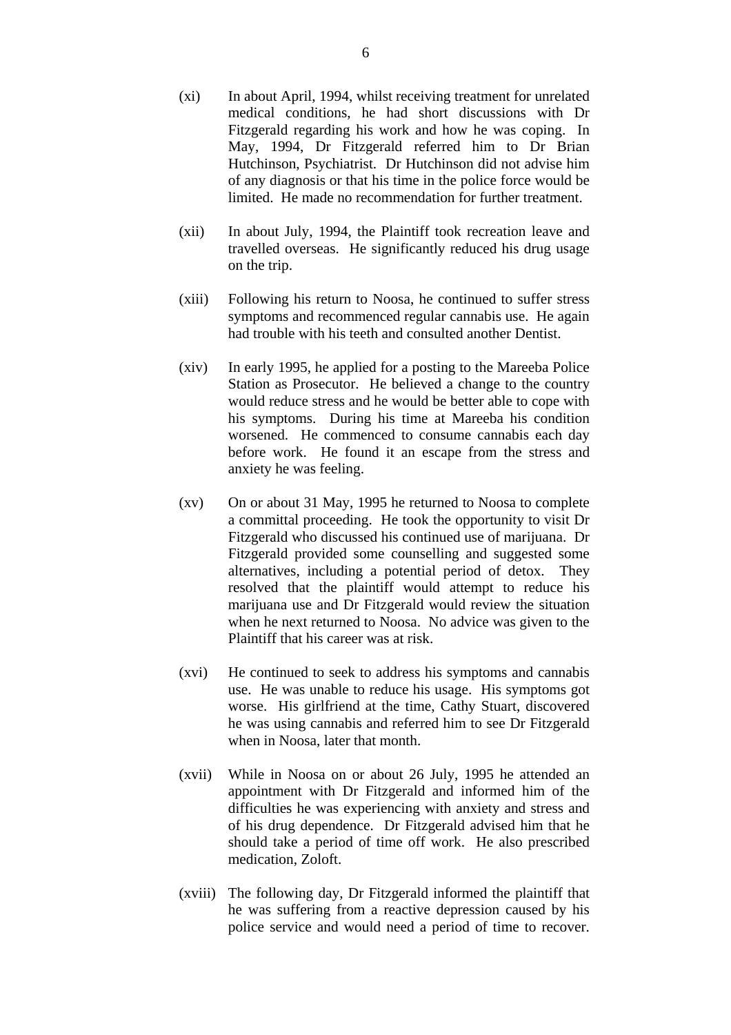(xi) In about April, 1994, whilst receiving treatment for unrelated medical conditions, he had short discussions with Dr Fitzgerald regarding his work and how he was coping. In May, 1994, Dr Fitzgerald referred him to Dr Brian Hutchinson, Psychiatrist. Dr Hutchinson did not advise him of any diagnosis or that his time in the police force would be limited. He made no recommendation for further treatment.

(xii) In about July, 1994, the Plaintiff took recreation leave and travelled overseas. He significantly reduced his drug usage on the trip.

(xiii) Following his return to Noosa, he continued to suffer stress symptoms and recommenced regular cannabis use. He again had trouble with his teeth and consulted another Dentist.

(xiv) In early 1995, he applied for a posting to the Mareeba Police Station as Prosecutor. He believed a change to the country would reduce stress and he would be better able to cope with his symptoms. During his time at Mareeba his condition worsened. He commenced to consume cannabis each day before work. He found it an escape from the stress and anxiety he was feeling.

(xv) On or about 31 May, 1995 he returned to Noosa to complete a committal proceeding. He took the opportunity to visit Dr Fitzgerald who discussed his continued use of marijuana. Dr Fitzgerald provided some counselling and suggested some alternatives, including a potential period of detox. They resolved that the plaintiff would attempt to reduce his marijuana use and Dr Fitzgerald would review the situation when he next returned to Noosa. No advice was given to the Plaintiff that his career was at risk.

(xvi) He continued to seek to address his symptoms and cannabis use. He was unable to reduce his usage. His symptoms got worse. His girlfriend at the time, Cathy Stuart, discovered he was using cannabis and referred him to see Dr Fitzgerald when in Noosa, later that month.

(xvii) While in Noosa on or about 26 July, 1995 he attended an appointment with Dr Fitzgerald and informed him of the difficulties he was experiencing with anxiety and stress and of his drug dependence. Dr Fitzgerald advised him that he should take a period of time off work. He also prescribed medication, Zoloft.

(xviii) The following day, Dr Fitzgerald informed the plaintiff that he was suffering from a reactive depression caused by his police service and would need a period of time to recover.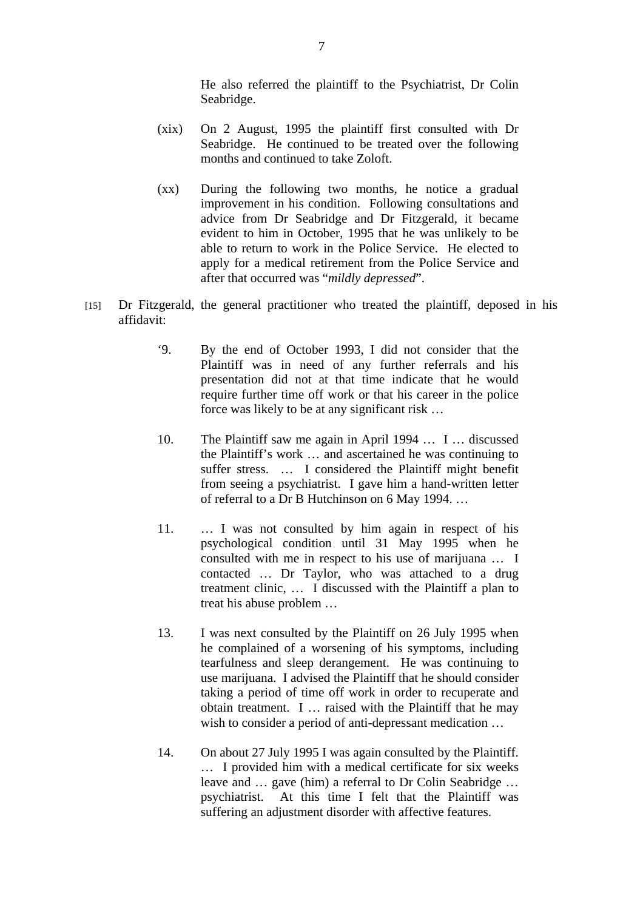He also referred the plaintiff to the Psychiatrist, Dr Colin Seabridge.

(xix) On 2 August, 1995 the plaintiff first consulted with Dr Seabridge. He continued to be treated over the following months and continued to take Zoloft.

(xx) During the following two months, he notice a gradual improvement in his condition. Following consultations and advice from Dr Seabridge and Dr Fitzgerald, it became evident to him in October, 1995 that he was unlikely to be able to return to work in the Police Service. He elected to apply for a medical retirement from the Police Service and after that occurred was "*mildly depressed*".

[15] Dr Fitzgerald, the general practitioner who treated the plaintiff, deposed in his affidavit:

'9. By the end of October 1993, I did not consider that the Plaintiff was in need of any further referrals and his presentation did not at that time indicate that he would require further time off work or that his career in the police force was likely to be at any significant risk …

10. The Plaintiff saw me again in April 1994 … I … discussed the Plaintiff's work … and ascertained he was continuing to suffer stress. … I considered the Plaintiff might benefit from seeing a psychiatrist. I gave him a hand-written letter of referral to a Dr B Hutchinson on 6 May 1994. …

11. … I was not consulted by him again in respect of his psychological condition until 31 May 1995 when he consulted with me in respect to his use of marijuana … I contacted … Dr Taylor, who was attached to a drug treatment clinic, … I discussed with the Plaintiff a plan to treat his abuse problem …

13. I was next consulted by the Plaintiff on 26 July 1995 when he complained of a worsening of his symptoms, including tearfulness and sleep derangement. He was continuing to use marijuana. I advised the Plaintiff that he should consider taking a period of time off work in order to recuperate and obtain treatment. I … raised with the Plaintiff that he may wish to consider a period of anti-depressant medication …

14. On about 27 July 1995 I was again consulted by the Plaintiff. … I provided him with a medical certificate for six weeks leave and … gave (him) a referral to Dr Colin Seabridge … psychiatrist. At this time I felt that the Plaintiff was suffering an adjustment disorder with affective features.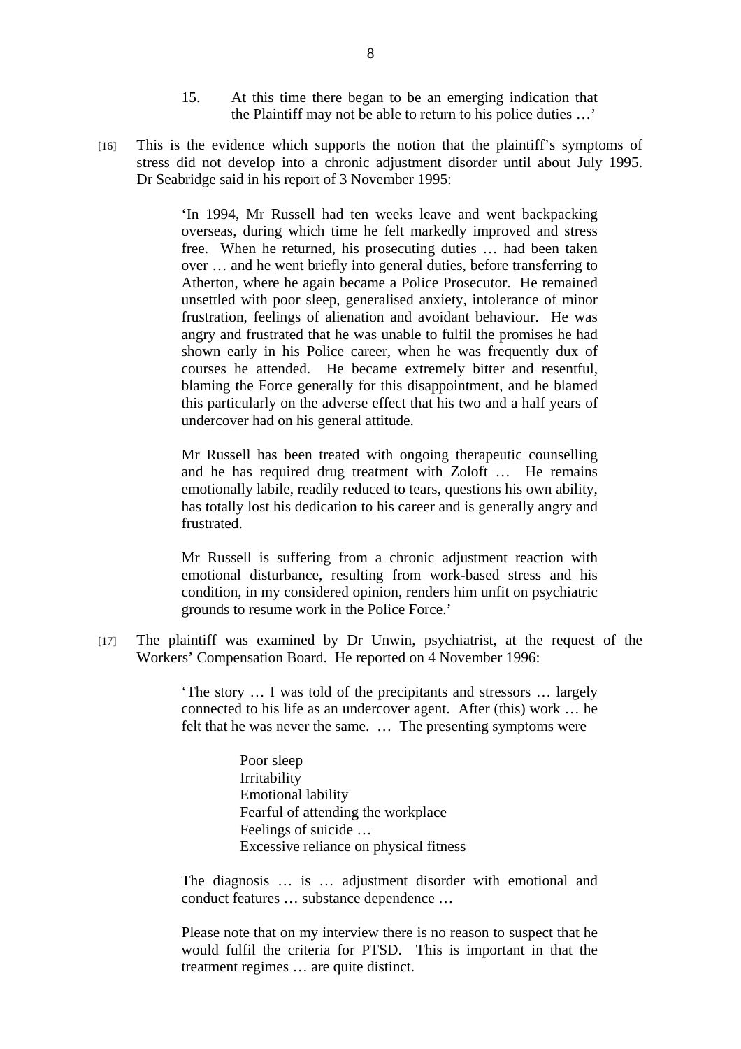> 15. At this time there began to be an emerging indication that the Plaintiff may not be able to return to his police duties …'

[16] This is the evidence which supports the notion that the plaintiff's symptoms of stress did not develop into a chronic adjustment disorder until about July 1995. Dr Seabridge said in his report of 3 November 1995:

> 'In 1994, Mr Russell had ten weeks leave and went backpacking overseas, during which time he felt markedly improved and stress free. When he returned, his prosecuting duties … had been taken over … and he went briefly into general duties, before transferring to Atherton, where he again became a Police Prosecutor. He remained unsettled with poor sleep, generalised anxiety, intolerance of minor frustration, feelings of alienation and avoidant behaviour. He was angry and frustrated that he was unable to fulfil the promises he had shown early in his Police career, when he was frequently dux of courses he attended. He became extremely bitter and resentful, blaming the Force generally for this disappointment, and he blamed this particularly on the adverse effect that his two and a half years of undercover had on his general attitude.
>
> Mr Russell has been treated with ongoing therapeutic counselling and he has required drug treatment with Zoloft … He remains emotionally labile, readily reduced to tears, questions his own ability, has totally lost his dedication to his career and is generally angry and frustrated.
>
> Mr Russell is suffering from a chronic adjustment reaction with emotional disturbance, resulting from work-based stress and his condition, in my considered opinion, renders him unfit on psychiatric grounds to resume work in the Police Force.'

[17] The plaintiff was examined by Dr Unwin, psychiatrist, at the request of the Workers' Compensation Board. He reported on 4 November 1996:

> 'The story … I was told of the precipitants and stressors … largely connected to his life as an undercover agent. After (this) work … he felt that he was never the same. … The presenting symptoms were
>
> > Poor sleep
> > Irritability
> > Emotional lability
> > Fearful of attending the workplace
> > Feelings of suicide …
> > Excessive reliance on physical fitness
>
> The diagnosis … is … adjustment disorder with emotional and conduct features … substance dependence …
>
> Please note that on my interview there is no reason to suspect that he would fulfil the criteria for PTSD. This is important in that the treatment regimes … are quite distinct.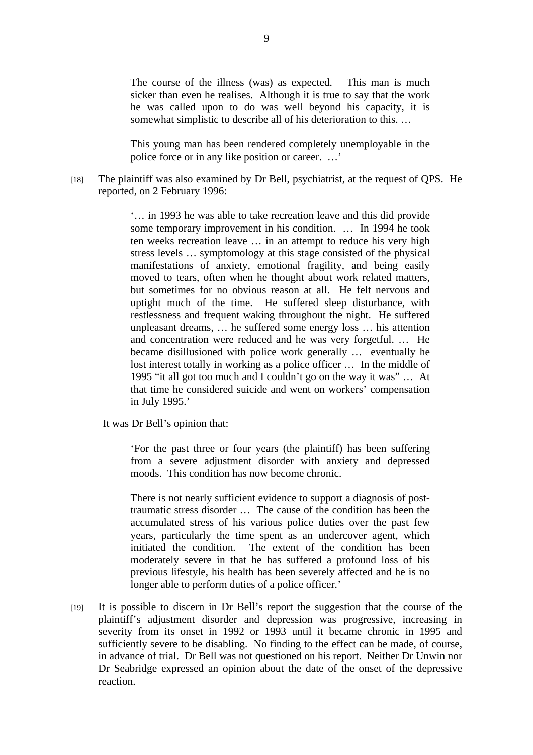> The course of the illness (was) as expected. This man is much sicker than even he realises. Although it is true to say that the work he was called upon to do was well beyond his capacity, it is somewhat simplistic to describe all of his deterioration to this. …
>
> This young man has been rendered completely unemployable in the police force or in any like position or career. …'

[18] The plaintiff was also examined by Dr Bell, psychiatrist, at the request of QPS. He reported, on 2 February 1996:

> '… in 1993 he was able to take recreation leave and this did provide some temporary improvement in his condition. … In 1994 he took ten weeks recreation leave … in an attempt to reduce his very high stress levels … symptomology at this stage consisted of the physical manifestations of anxiety, emotional fragility, and being easily moved to tears, often when he thought about work related matters, but sometimes for no obvious reason at all. He felt nervous and uptight much of the time. He suffered sleep disturbance, with restlessness and frequent waking throughout the night. He suffered unpleasant dreams, … he suffered some energy loss … his attention and concentration were reduced and he was very forgetful. … He became disillusioned with police work generally … eventually he lost interest totally in working as a police officer … In the middle of 1995 "it all got too much and I couldn't go on the way it was" … At that time he considered suicide and went on workers' compensation in July 1995.'

It was Dr Bell's opinion that:

> 'For the past three or four years (the plaintiff) has been suffering from a severe adjustment disorder with anxiety and depressed moods. This condition has now become chronic.
>
> There is not nearly sufficient evidence to support a diagnosis of post-traumatic stress disorder … The cause of the condition has been the accumulated stress of his various police duties over the past few years, particularly the time spent as an undercover agent, which initiated the condition. The extent of the condition has been moderately severe in that he has suffered a profound loss of his previous lifestyle, his health has been severely affected and he is no longer able to perform duties of a police officer.'

[19] It is possible to discern in Dr Bell's report the suggestion that the course of the plaintiff's adjustment disorder and depression was progressive, increasing in severity from its onset in 1992 or 1993 until it became chronic in 1995 and sufficiently severe to be disabling. No finding to the effect can be made, of course, in advance of trial. Dr Bell was not questioned on his report. Neither Dr Unwin nor Dr Seabridge expressed an opinion about the date of the onset of the depressive reaction.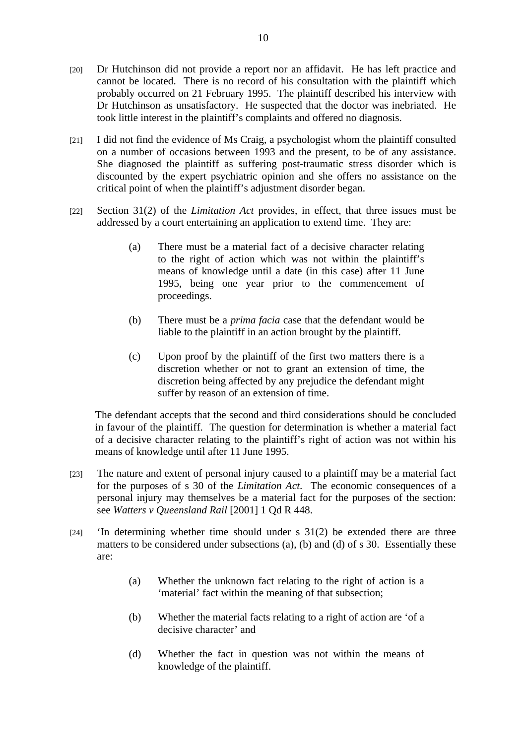[20] Dr Hutchinson did not provide a report nor an affidavit. He has left practice and cannot be located. There is no record of his consultation with the plaintiff which probably occurred on 21 February 1995. The plaintiff described his interview with Dr Hutchinson as unsatisfactory. He suspected that the doctor was inebriated. He took little interest in the plaintiff's complaints and offered no diagnosis.

[21] I did not find the evidence of Ms Craig, a psychologist whom the plaintiff consulted on a number of occasions between 1993 and the present, to be of any assistance. She diagnosed the plaintiff as suffering post-traumatic stress disorder which is discounted by the expert psychiatric opinion and she offers no assistance on the critical point of when the plaintiff's adjustment disorder began.

[22] Section 31(2) of the *Limitation Act* provides, in effect, that three issues must be addressed by a court entertaining an application to extend time. They are:

> (a) There must be a material fact of a decisive character relating to the right of action which was not within the plaintiff's means of knowledge until a date (in this case) after 11 June 1995, being one year prior to the commencement of proceedings.
>
> (b) There must be a *prima facia* case that the defendant would be liable to the plaintiff in an action brought by the plaintiff.
>
> (c) Upon proof by the plaintiff of the first two matters there is a discretion whether or not to grant an extension of time, the discretion being affected by any prejudice the defendant might suffer by reason of an extension of time.

The defendant accepts that the second and third considerations should be concluded in favour of the plaintiff. The question for determination is whether a material fact of a decisive character relating to the plaintiff's right of action was not within his means of knowledge until after 11 June 1995.

[23] The nature and extent of personal injury caused to a plaintiff may be a material fact for the purposes of s 30 of the *Limitation Act.* The economic consequences of a personal injury may themselves be a material fact for the purposes of the section: see *Watters v Queensland Rail* [2001] 1 Qd R 448.

[24] 'In determining whether time should under s 31(2) be extended there are three matters to be considered under subsections (a), (b) and (d) of s 30. Essentially these are:

> (a) Whether the unknown fact relating to the right of action is a 'material' fact within the meaning of that subsection;
>
> (b) Whether the material facts relating to a right of action are 'of a decisive character' and
>
> (d) Whether the fact in question was not within the means of knowledge of the plaintiff.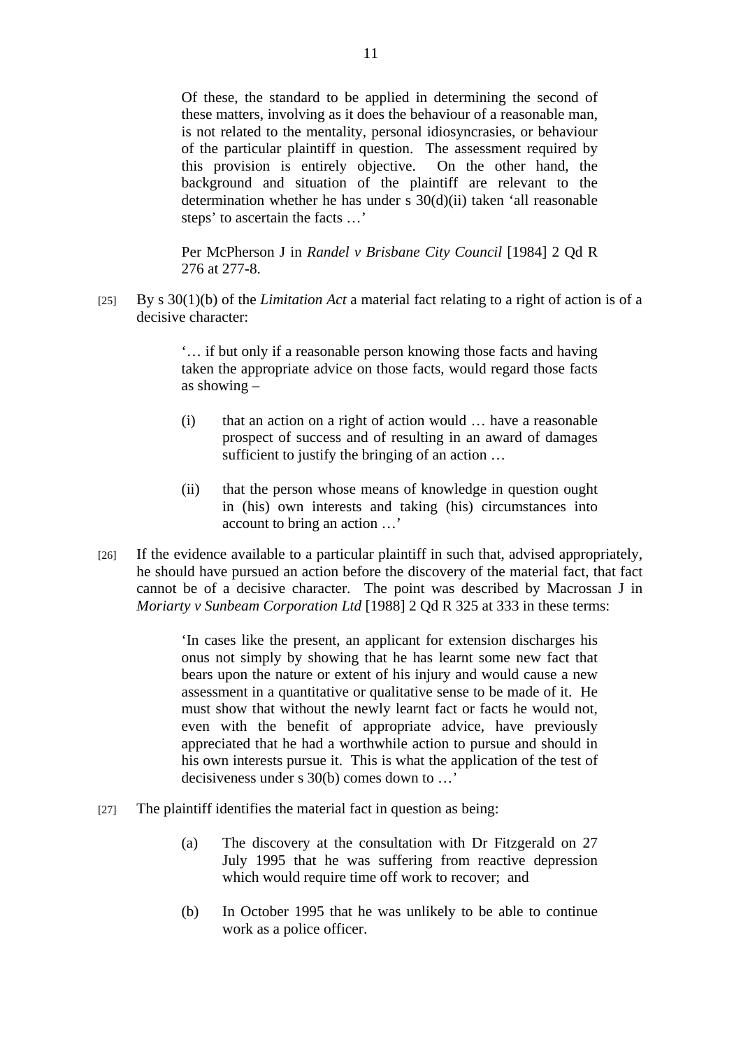> Of these, the standard to be applied in determining the second of these matters, involving as it does the behaviour of a reasonable man, is not related to the mentality, personal idiosyncrasies, or behaviour of the particular plaintiff in question. The assessment required by this provision is entirely objective. On the other hand, the background and situation of the plaintiff are relevant to the determination whether he has under s 30(d)(ii) taken 'all reasonable steps' to ascertain the facts …'
>
> Per McPherson J in *Randel v Brisbane City Council* [1984] 2 Qd R 276 at 277-8.

[25] By s 30(1)(b) of the *Limitation Act* a material fact relating to a right of action is of a decisive character:

> '… if but only if a reasonable person knowing those facts and having taken the appropriate advice on those facts, would regard those facts as showing –
>
> (i) that an action on a right of action would … have a reasonable prospect of success and of resulting in an award of damages sufficient to justify the bringing of an action …
>
> (ii) that the person whose means of knowledge in question ought in (his) own interests and taking (his) circumstances into account to bring an action …'

[26] If the evidence available to a particular plaintiff in such that, advised appropriately, he should have pursued an action before the discovery of the material fact, that fact cannot be of a decisive character. The point was described by Macrossan J in *Moriarty v Sunbeam Corporation Ltd* [1988] 2 Qd R 325 at 333 in these terms:

> 'In cases like the present, an applicant for extension discharges his onus not simply by showing that he has learnt some new fact that bears upon the nature or extent of his injury and would cause a new assessment in a quantitative or qualitative sense to be made of it. He must show that without the newly learnt fact or facts he would not, even with the benefit of appropriate advice, have previously appreciated that he had a worthwhile action to pursue and should in his own interests pursue it. This is what the application of the test of decisiveness under s 30(b) comes down to …'

[27] The plaintiff identifies the material fact in question as being:

> (a) The discovery at the consultation with Dr Fitzgerald on 27 July 1995 that he was suffering from reactive depression which would require time off work to recover; and
>
> (b) In October 1995 that he was unlikely to be able to continue work as a police officer.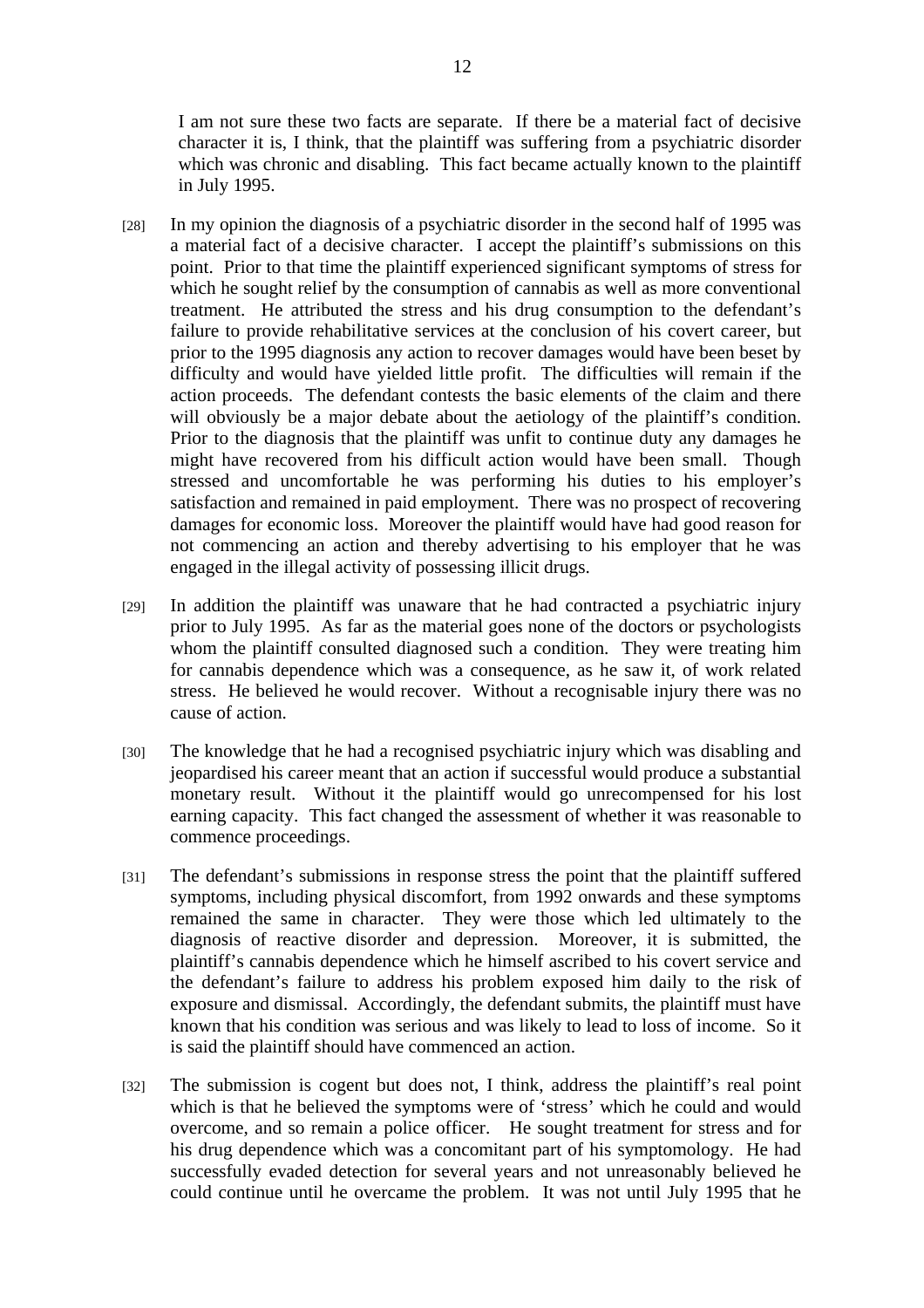I am not sure these two facts are separate. If there be a material fact of decisive character it is, I think, that the plaintiff was suffering from a psychiatric disorder which was chronic and disabling. This fact became actually known to the plaintiff in July 1995.

[28] In my opinion the diagnosis of a psychiatric disorder in the second half of 1995 was a material fact of a decisive character. I accept the plaintiff's submissions on this point. Prior to that time the plaintiff experienced significant symptoms of stress for which he sought relief by the consumption of cannabis as well as more conventional treatment. He attributed the stress and his drug consumption to the defendant's failure to provide rehabilitative services at the conclusion of his covert career, but prior to the 1995 diagnosis any action to recover damages would have been beset by difficulty and would have yielded little profit. The difficulties will remain if the action proceeds. The defendant contests the basic elements of the claim and there will obviously be a major debate about the aetiology of the plaintiff's condition. Prior to the diagnosis that the plaintiff was unfit to continue duty any damages he might have recovered from his difficult action would have been small. Though stressed and uncomfortable he was performing his duties to his employer's satisfaction and remained in paid employment. There was no prospect of recovering damages for economic loss. Moreover the plaintiff would have had good reason for not commencing an action and thereby advertising to his employer that he was engaged in the illegal activity of possessing illicit drugs.

[29] In addition the plaintiff was unaware that he had contracted a psychiatric injury prior to July 1995. As far as the material goes none of the doctors or psychologists whom the plaintiff consulted diagnosed such a condition. They were treating him for cannabis dependence which was a consequence, as he saw it, of work related stress. He believed he would recover. Without a recognisable injury there was no cause of action.

[30] The knowledge that he had a recognised psychiatric injury which was disabling and jeopardised his career meant that an action if successful would produce a substantial monetary result. Without it the plaintiff would go unrecompensed for his lost earning capacity. This fact changed the assessment of whether it was reasonable to commence proceedings.

[31] The defendant's submissions in response stress the point that the plaintiff suffered symptoms, including physical discomfort, from 1992 onwards and these symptoms remained the same in character. They were those which led ultimately to the diagnosis of reactive disorder and depression. Moreover, it is submitted, the plaintiff's cannabis dependence which he himself ascribed to his covert service and the defendant's failure to address his problem exposed him daily to the risk of exposure and dismissal. Accordingly, the defendant submits, the plaintiff must have known that his condition was serious and was likely to lead to loss of income. So it is said the plaintiff should have commenced an action.

[32] The submission is cogent but does not, I think, address the plaintiff's real point which is that he believed the symptoms were of 'stress' which he could and would overcome, and so remain a police officer. He sought treatment for stress and for his drug dependence which was a concomitant part of his symptomology. He had successfully evaded detection for several years and not unreasonably believed he could continue until he overcame the problem. It was not until July 1995 that he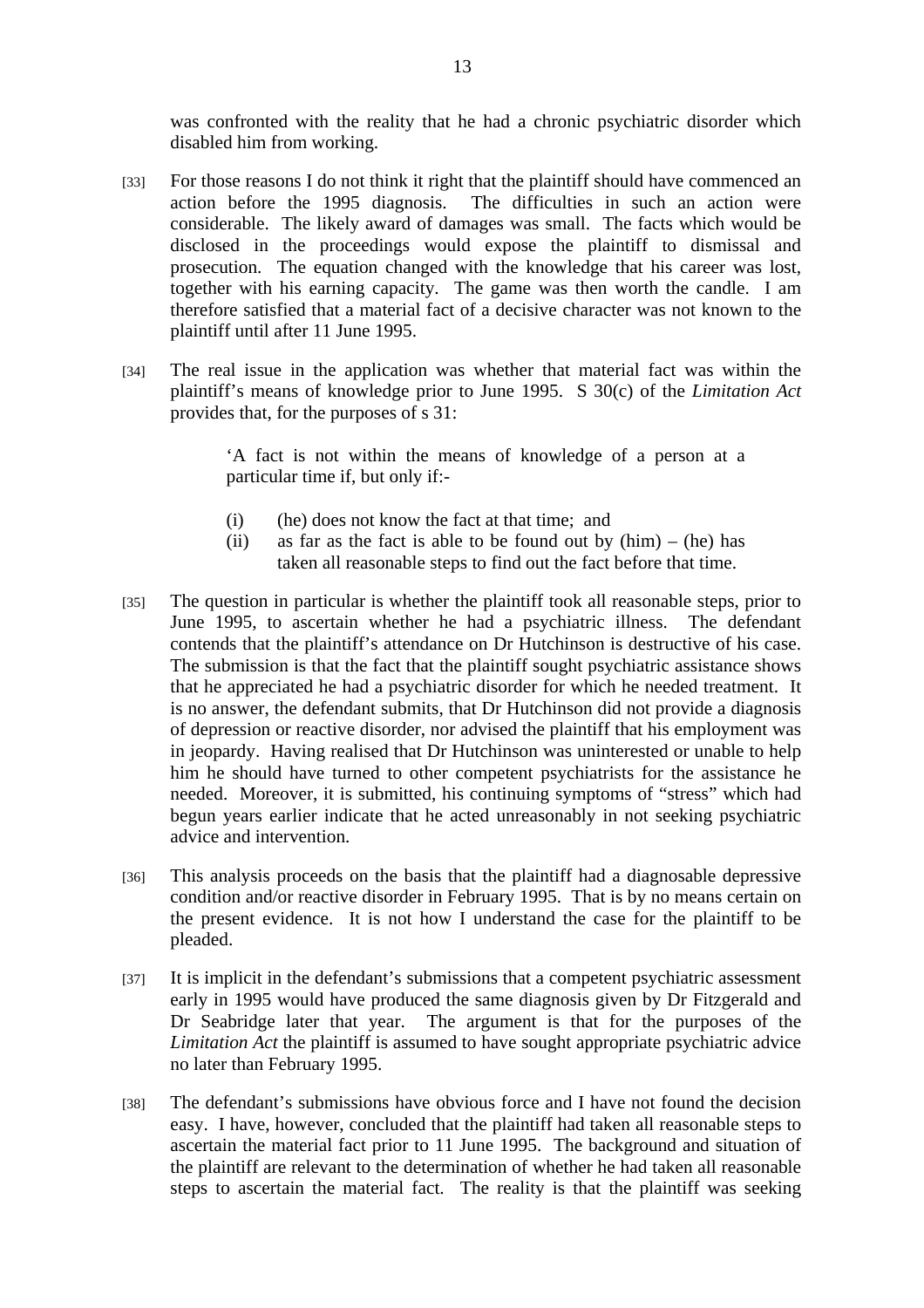was confronted with the reality that he had a chronic psychiatric disorder which disabled him from working.

[33] For those reasons I do not think it right that the plaintiff should have commenced an action before the 1995 diagnosis. The difficulties in such an action were considerable. The likely award of damages was small. The facts which would be disclosed in the proceedings would expose the plaintiff to dismissal and prosecution. The equation changed with the knowledge that his career was lost, together with his earning capacity. The game was then worth the candle. I am therefore satisfied that a material fact of a decisive character was not known to the plaintiff until after 11 June 1995.

[34] The real issue in the application was whether that material fact was within the plaintiff's means of knowledge prior to June 1995. S 30(c) of the *Limitation Act* provides that, for the purposes of s 31:

> 'A fact is not within the means of knowledge of a person at a particular time if, but only if:-
>
> (i) (he) does not know the fact at that time; and
>
> (ii) as far as the fact is able to be found out by (him) – (he) has taken all reasonable steps to find out the fact before that time.

[35] The question in particular is whether the plaintiff took all reasonable steps, prior to June 1995, to ascertain whether he had a psychiatric illness. The defendant contends that the plaintiff's attendance on Dr Hutchinson is destructive of his case. The submission is that the fact that the plaintiff sought psychiatric assistance shows that he appreciated he had a psychiatric disorder for which he needed treatment. It is no answer, the defendant submits, that Dr Hutchinson did not provide a diagnosis of depression or reactive disorder, nor advised the plaintiff that his employment was in jeopardy. Having realised that Dr Hutchinson was uninterested or unable to help him he should have turned to other competent psychiatrists for the assistance he needed. Moreover, it is submitted, his continuing symptoms of "stress" which had begun years earlier indicate that he acted unreasonably in not seeking psychiatric advice and intervention.

[36] This analysis proceeds on the basis that the plaintiff had a diagnosable depressive condition and/or reactive disorder in February 1995. That is by no means certain on the present evidence. It is not how I understand the case for the plaintiff to be pleaded.

[37] It is implicit in the defendant's submissions that a competent psychiatric assessment early in 1995 would have produced the same diagnosis given by Dr Fitzgerald and Dr Seabridge later that year. The argument is that for the purposes of the *Limitation Act* the plaintiff is assumed to have sought appropriate psychiatric advice no later than February 1995.

[38] The defendant's submissions have obvious force and I have not found the decision easy. I have, however, concluded that the plaintiff had taken all reasonable steps to ascertain the material fact prior to 11 June 1995. The background and situation of the plaintiff are relevant to the determination of whether he had taken all reasonable steps to ascertain the material fact. The reality is that the plaintiff was seeking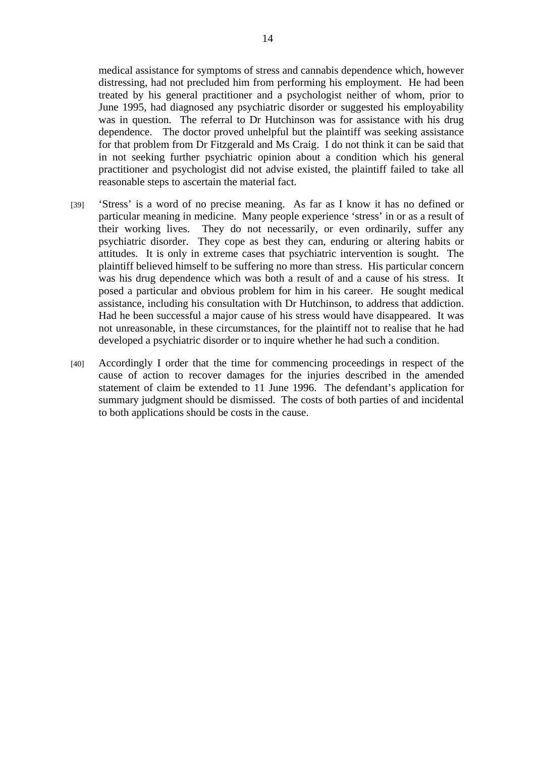medical assistance for symptoms of stress and cannabis dependence which, however distressing, had not precluded him from performing his employment. He had been treated by his general practitioner and a psychologist neither of whom, prior to June 1995, had diagnosed any psychiatric disorder or suggested his employability was in question. The referral to Dr Hutchinson was for assistance with his drug dependence. The doctor proved unhelpful but the plaintiff was seeking assistance for that problem from Dr Fitzgerald and Ms Craig. I do not think it can be said that in not seeking further psychiatric opinion about a condition which his general practitioner and psychologist did not advise existed, the plaintiff failed to take all reasonable steps to ascertain the material fact.

[39] 'Stress' is a word of no precise meaning. As far as I know it has no defined or particular meaning in medicine. Many people experience 'stress' in or as a result of their working lives. They do not necessarily, or even ordinarily, suffer any psychiatric disorder. They cope as best they can, enduring or altering habits or attitudes. It is only in extreme cases that psychiatric intervention is sought. The plaintiff believed himself to be suffering no more than stress. His particular concern was his drug dependence which was both a result of and a cause of his stress. It posed a particular and obvious problem for him in his career. He sought medical assistance, including his consultation with Dr Hutchinson, to address that addiction. Had he been successful a major cause of his stress would have disappeared. It was not unreasonable, in these circumstances, for the plaintiff not to realise that he had developed a psychiatric disorder or to inquire whether he had such a condition.

[40] Accordingly I order that the time for commencing proceedings in respect of the cause of action to recover damages for the injuries described in the amended statement of claim be extended to 11 June 1996. The defendant's application for summary judgment should be dismissed. The costs of both parties of and incidental to both applications should be costs in the cause.